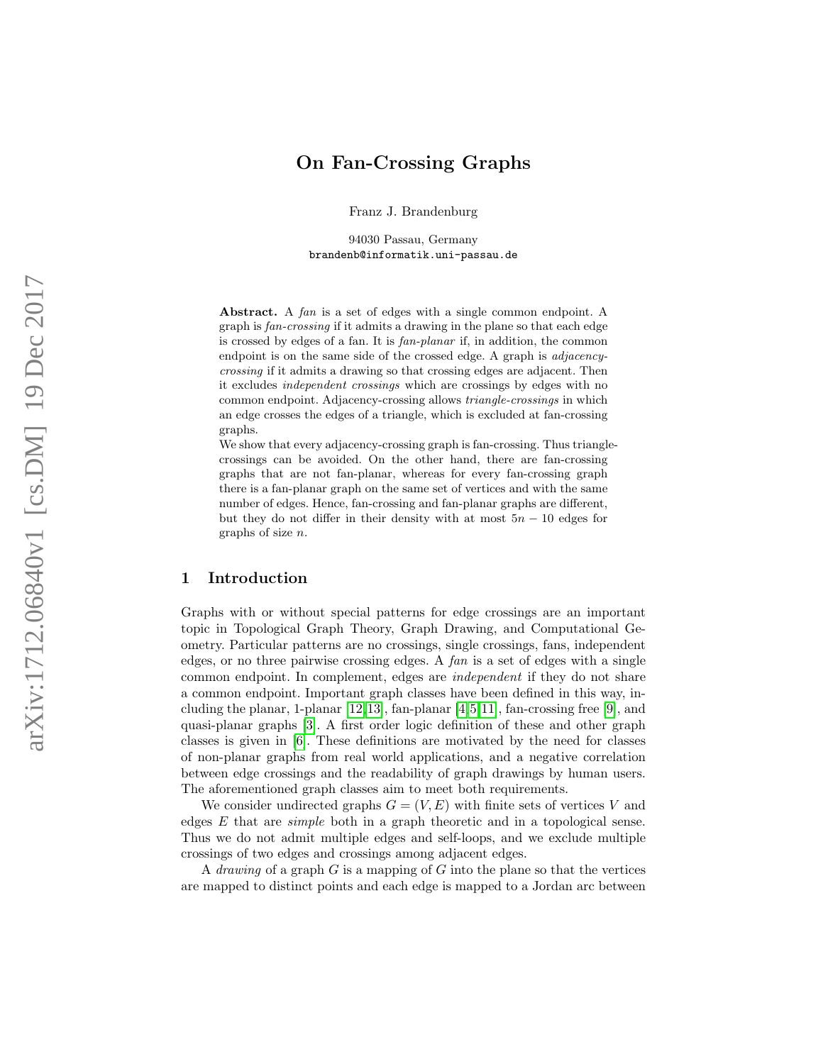# On Fan-Crossing Graphs

Franz J. Brandenburg

94030 Passau, Germany
brandenb@informatik.uni-passau.de

**Abstract.** A *fan* is a set of edges with a single common endpoint. A graph is *fan-crossing* if it admits a drawing in the plane so that each edge is crossed by edges of a fan. It is *fan-planar* if, in addition, the common endpoint is on the same side of the crossed edge. A graph is *adjacency-crossing* if it admits a drawing so that crossing edges are adjacent. Then it excludes *independent crossings* which are crossings by edges with no common endpoint. Adjacency-crossing allows *triangle-crossings* in which an edge crosses the edges of a triangle, which is excluded at fan-crossing graphs.
We show that every adjacency-crossing graph is fan-crossing. Thus triangle-crossings can be avoided. On the other hand, there are fan-crossing graphs that are not fan-planar, whereas for every fan-crossing graph there is a fan-planar graph on the same set of vertices and with the same number of edges. Hence, fan-crossing and fan-planar graphs are different, but they do not differ in their density with at most $5n - 10$ edges for graphs of size $n$.

## 1 Introduction

Graphs with or without special patterns for edge crossings are an important topic in Topological Graph Theory, Graph Drawing, and Computational Geometry. Particular patterns are no crossings, single crossings, fans, independent edges, or no three pairwise crossing edges. A *fan* is a set of edges with a single common endpoint. In complement, edges are *independent* if they do not share a common endpoint. Important graph classes have been defined in this way, including the planar, 1-planar [12,13], fan-planar [4,5,11], fan-crossing free [9], and quasi-planar graphs [3]. A first order logic definition of these and other graph classes is given in [6]. These definitions are motivated by the need for classes of non-planar graphs from real world applications, and a negative correlation between edge crossings and the readability of graph drawings by human users. The aforementioned graph classes aim to meet both requirements.

We consider undirected graphs $G = (V, E)$ with finite sets of vertices $V$ and edges $E$ that are *simple* both in a graph theoretic and in a topological sense. Thus we do not admit multiple edges and self-loops, and we exclude multiple crossings of two edges and crossings among adjacent edges.

A *drawing* of a graph $G$ is a mapping of $G$ into the plane so that the vertices are mapped to distinct points and each edge is mapped to a Jordan arc between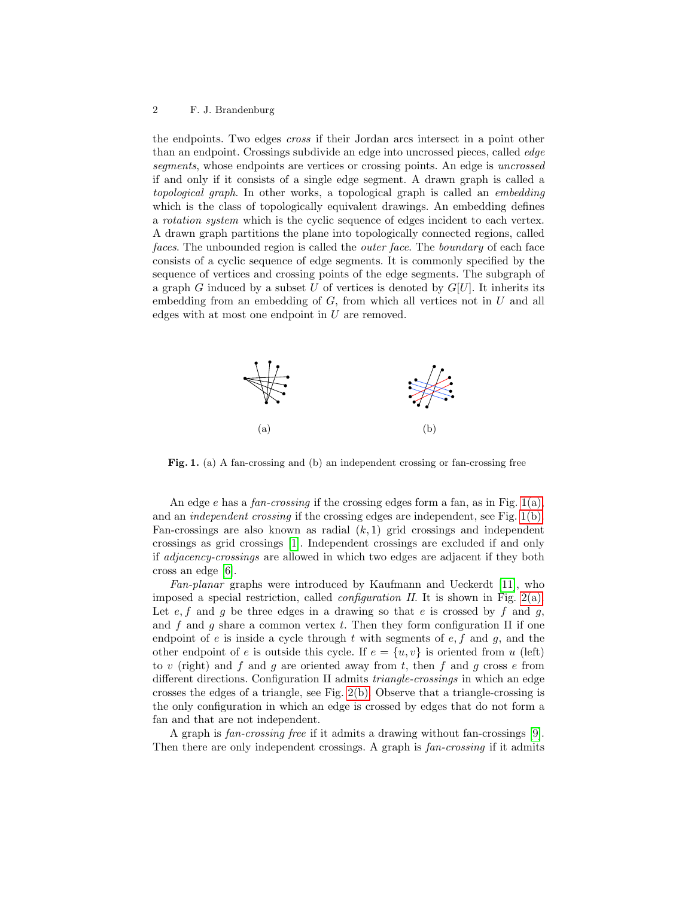the endpoints. Two edges *cross* if their Jordan arcs intersect in a point other than an endpoint. Crossings subdivide an edge into uncrossed pieces, called *edge segments*, whose endpoints are vertices or crossing points. An edge is *uncrossed* if and only if it consists of a single edge segment. A drawn graph is called a *topological graph*. In other works, a topological graph is called an *embedding* which is the class of topologically equivalent drawings. An embedding defines a *rotation system* which is the cyclic sequence of edges incident to each vertex. A drawn graph partitions the plane into topologically connected regions, called *faces*. The unbounded region is called the *outer face*. The *boundary* of each face consists of a cyclic sequence of edge segments. It is commonly specified by the sequence of vertices and crossing points of the edge segments. The subgraph of a graph $G$ induced by a subset $U$ of vertices is denoted by $G[U]$. It inherits its embedding from an embedding of $G$, from which all vertices not in $U$ and all edges with at most one endpoint in $U$ are removed.

(a) (b)

**Fig. 1.** (a) A fan-crossing and (b) an independent crossing or fan-crossing free

An edge $e$ has a *fan-crossing* if the crossing edges form a fan, as in Fig. 1(a), and an *independent crossing* if the crossing edges are independent, see Fig. 1(b). Fan-crossings are also known as radial $(k, 1)$ grid crossings and independent crossings as grid crossings [1]. Independent crossings are excluded if and only if *adjacency-crossings* are allowed in which two edges are adjacent if they both cross an edge [6].

*Fan-planar* graphs were introduced by Kaufmann and Ueckerdt [11], who imposed a special restriction, called *configuration II*. It is shown in Fig. 2(a). Let $e, f$ and $g$ be three edges in a drawing so that $e$ is crossed by $f$ and $g$, and $f$ and $g$ share a common vertex $t$. Then they form configuration II if one endpoint of $e$ is inside a cycle through $t$ with segments of $e, f$ and $g$, and the other endpoint of $e$ is outside this cycle. If $e = \{u, v\}$ is oriented from $u$ (left) to $v$ (right) and $f$ and $g$ are oriented away from $t$, then $f$ and $g$ cross $e$ from different directions. Configuration II admits *triangle-crossings* in which an edge crosses the edges of a triangle, see Fig. 2(b). Observe that a triangle-crossing is the only configuration in which an edge is crossed by edges that do not form a fan and that are not independent.

A graph is *fan-crossing free* if it admits a drawing without fan-crossings [9]. Then there are only independent crossings. A graph is *fan-crossing* if it admits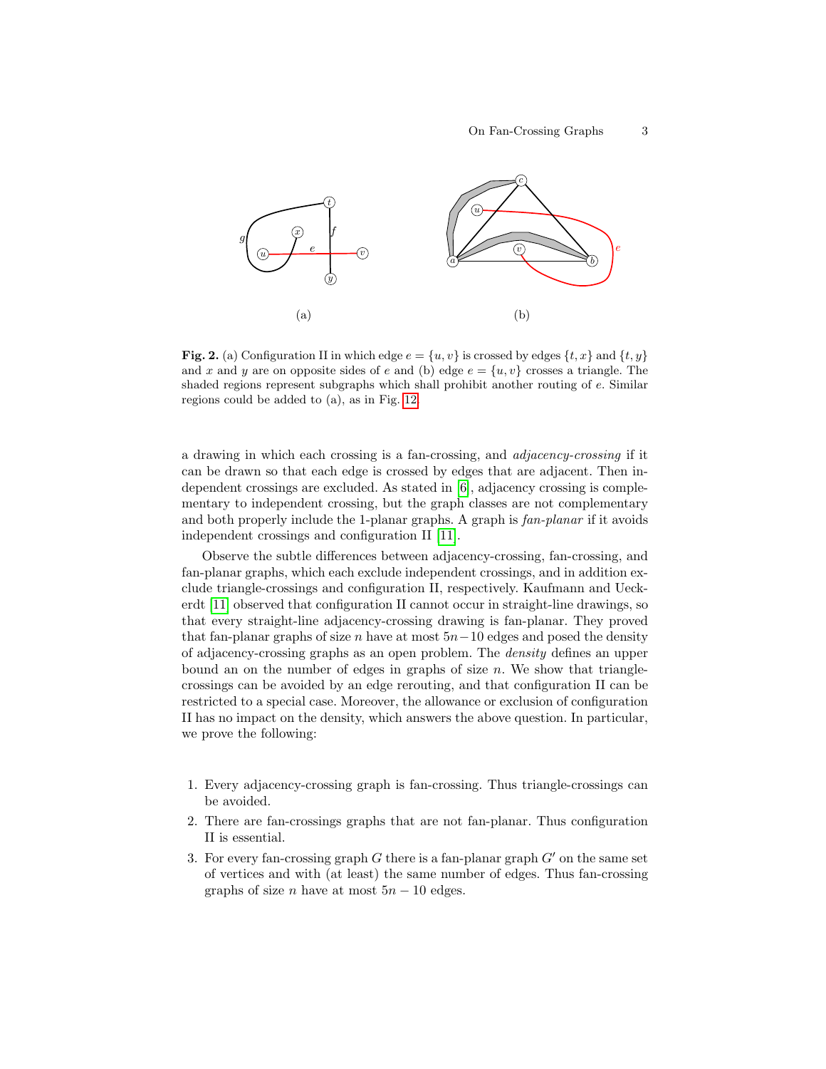**Fig. 2.** (a) Configuration II in which edge $e = \{u, v\}$ is crossed by edges $\{t, x\}$ and $\{t, y\}$ and $x$ and $y$ are on opposite sides of $e$ and (b) edge $e = \{u, v\}$ crosses a triangle. The shaded regions represent subgraphs which shall prohibit another routing of $e$. Similar regions could be added to (a), as in Fig. 12.

a drawing in which each crossing is a fan-crossing, and *adjacency-crossing* if it can be drawn so that each edge is crossed by edges that are adjacent. Then independent crossings are excluded. As stated in [6], adjacency crossing is complementary to independent crossing, but the graph classes are not complementary and both properly include the 1-planar graphs. A graph is *fan-planar* if it avoids independent crossings and configuration II [11].

Observe the subtle differences between adjacency-crossing, fan-crossing, and fan-planar graphs, which each exclude independent crossings, and in addition exclude triangle-crossings and configuration II, respectively. Kaufmann and Ueckerdt [11] observed that configuration II cannot occur in straight-line drawings, so that every straight-line adjacency-crossing drawing is fan-planar. They proved that fan-planar graphs of size $n$ have at most $5n-10$ edges and posed the density of adjacency-crossing graphs as an open problem. The *density* defines an upper bound an on the number of edges in graphs of size $n$. We show that triangle-crossings can be avoided by an edge rerouting, and that configuration II can be restricted to a special case. Moreover, the allowance or exclusion of configuration II has no impact on the density, which answers the above question. In particular, we prove the following:

1. Every adjacency-crossing graph is fan-crossing. Thus triangle-crossings can be avoided.
2. There are fan-crossings graphs that are not fan-planar. Thus configuration II is essential.
3. For every fan-crossing graph $G$ there is a fan-planar graph $G'$ on the same set of vertices and with (at least) the same number of edges. Thus fan-crossing graphs of size $n$ have at most $5n - 10$ edges.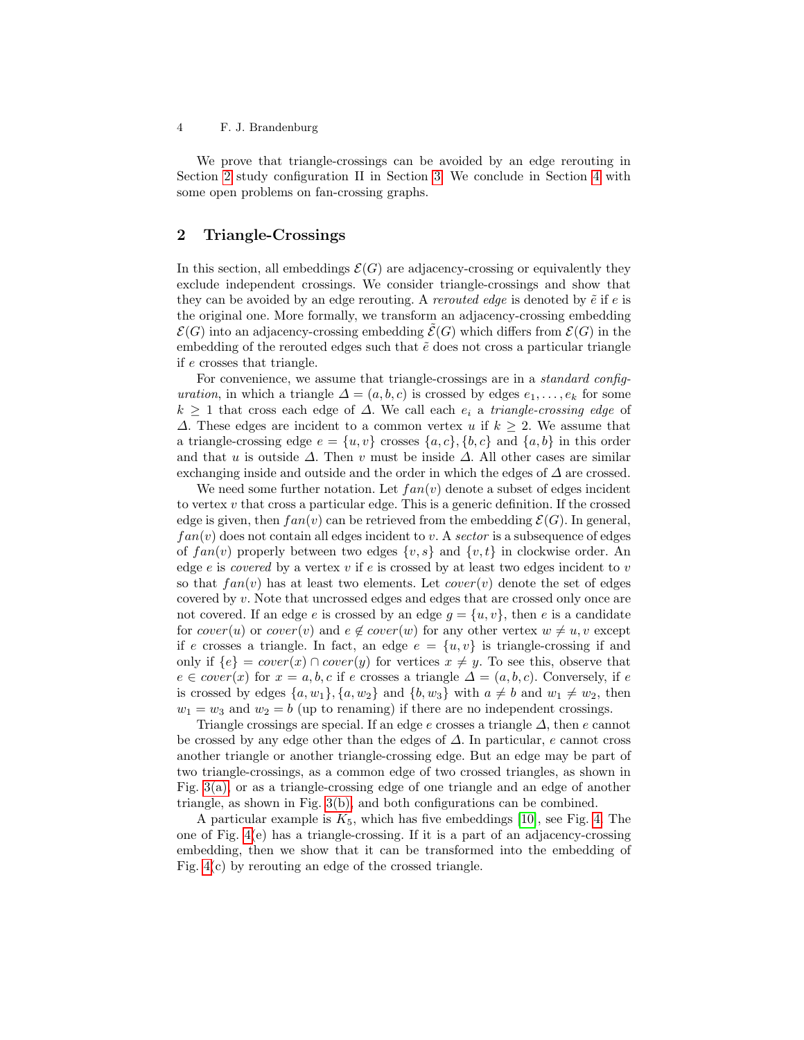We prove that triangle-crossings can be avoided by an edge rerouting in Section 2 study configuration II in Section 3. We conclude in Section 4 with some open problems on fan-crossing graphs.

## 2 Triangle-Crossings

In this section, all embeddings $\mathcal{E}(G)$ are adjacency-crossing or equivalently they exclude independent crossings. We consider triangle-crossings and show that they can be avoided by an edge rerouting. A *rerouted edge* is denoted by $\tilde{e}$ if $e$ is the original one. More formally, we transform an adjacency-crossing embedding $\mathcal{E}(G)$ into an adjacency-crossing embedding $\tilde{\mathcal{E}}(G)$ which differs from $\mathcal{E}(G)$ in the embedding of the rerouted edges such that $\tilde{e}$ does not cross a particular triangle if $e$ crosses that triangle.

For convenience, we assume that triangle-crossings are in a *standard configuration*, in which a triangle $\Delta = (a, b, c)$ is crossed by edges $e_1, \ldots, e_k$ for some $k \geq 1$ that cross each edge of $\Delta$. We call each $e_i$ a *triangle-crossing edge* of $\Delta$. These edges are incident to a common vertex $u$ if $k \geq 2$. We assume that a triangle-crossing edge $e = \{u, v\}$ crosses $\{a, c\}, \{b, c\}$ and $\{a, b\}$ in this order and that $u$ is outside $\Delta$. Then $v$ must be inside $\Delta$. All other cases are similar exchanging inside and outside and the order in which the edges of $\Delta$ are crossed.

We need some further notation. Let $fan(v)$ denote a subset of edges incident to vertex $v$ that cross a particular edge. This is a generic definition. If the crossed edge is given, then $fan(v)$ can be retrieved from the embedding $\mathcal{E}(G)$. In general, $fan(v)$ does not contain all edges incident to $v$. A *sector* is a subsequence of edges of $fan(v)$ properly between two edges $\{v, s\}$ and $\{v, t\}$ in clockwise order. An edge $e$ is *covered* by a vertex $v$ if $e$ is crossed by at least two edges incident to $v$ so that $fan(v)$ has at least two elements. Let $cover(v)$ denote the set of edges covered by $v$. Note that uncrossed edges and edges that are crossed only once are not covered. If an edge $e$ is crossed by an edge $g = \{u, v\}$, then $e$ is a candidate for $cover(u)$ or $cover(v)$ and $e \notin cover(w)$ for any other vertex $w \neq u, v$ except if $e$ crosses a triangle. In fact, an edge $e = \{u, v\}$ is triangle-crossing if and only if $\{e\} = cover(x) \cap cover(y)$ for vertices $x \neq y$. To see this, observe that $e \in cover(x)$ for $x = a, b, c$ if $e$ crosses a triangle $\Delta = (a, b, c)$. Conversely, if $e$ is crossed by edges $\{a, w_1\}, \{a, w_2\}$ and $\{b, w_3\}$ with $a \neq b$ and $w_1 \neq w_2$, then $w_1 = w_3$ and $w_2 = b$ (up to renaming) if there are no independent crossings.

Triangle crossings are special. If an edge $e$ crosses a triangle $\Delta$, then $e$ cannot be crossed by any edge other than the edges of $\Delta$. In particular, $e$ cannot cross another triangle or another triangle-crossing edge. But an edge may be part of two triangle-crossings, as a common edge of two crossed triangles, as shown in Fig. 3(a), or as a triangle-crossing edge of one triangle and an edge of another triangle, as shown in Fig. 3(b), and both configurations can be combined.

A particular example is $K_5$, which has five embeddings [10], see Fig. 4. The one of Fig. 4(e) has a triangle-crossing. If it is a part of an adjacency-crossing embedding, then we show that it can be transformed into the embedding of Fig. 4(c) by rerouting an edge of the crossed triangle.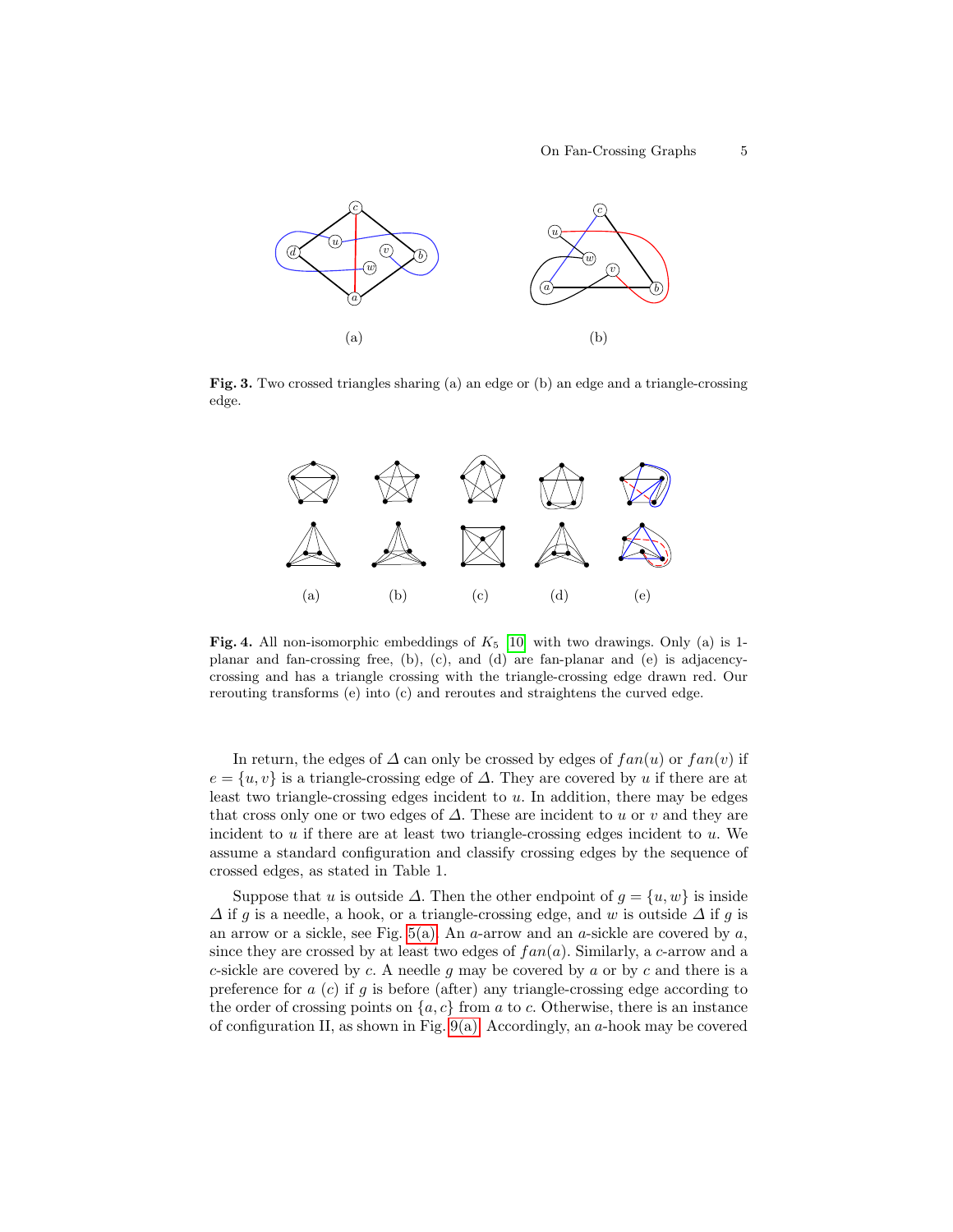(a)

(b)

**Fig. 3.** Two crossed triangles sharing (a) an edge or (b) an edge and a triangle-crossing edge.

(a) (b) (c) (d) (e)

**Fig. 4.** All non-isomorphic embeddings of $K_5$ [10] with two drawings. Only (a) is 1-planar and fan-crossing free, (b), (c), and (d) are fan-planar and (e) is adjacency-crossing and has a triangle crossing with the triangle-crossing edge drawn red. Our rerouting transforms (e) into (c) and reroutes and straightens the curved edge.

In return, the edges of $\Delta$ can only be crossed by edges of $fan(u)$ or $fan(v)$ if $e = \{u, v\}$ is a triangle-crossing edge of $\Delta$. They are covered by $u$ if there are at least two triangle-crossing edges incident to $u$. In addition, there may be edges that cross only one or two edges of $\Delta$. These are incident to $u$ or $v$ and they are incident to $u$ if there are at least two triangle-crossing edges incident to $u$. We assume a standard configuration and classify crossing edges by the sequence of crossed edges, as stated in Table 1.

Suppose that $u$ is outside $\Delta$. Then the other endpoint of $g = \{u, w\}$ is inside $\Delta$ if $g$ is a needle, a hook, or a triangle-crossing edge, and $w$ is outside $\Delta$ if $g$ is an arrow or a sickle, see Fig. 5(a). An $a$-arrow and an $a$-sickle are covered by $a$, since they are crossed by at least two edges of $fan(a)$. Similarly, a $c$-arrow and a $c$-sickle are covered by $c$. A needle $g$ may be covered by $a$ or by $c$ and there is a preference for $a$ ($c$) if $g$ is before (after) any triangle-crossing edge according to the order of crossing points on $\{a, c\}$ from $a$ to $c$. Otherwise, there is an instance of configuration II, as shown in Fig. 9(a). Accordingly, an $a$-hook may be covered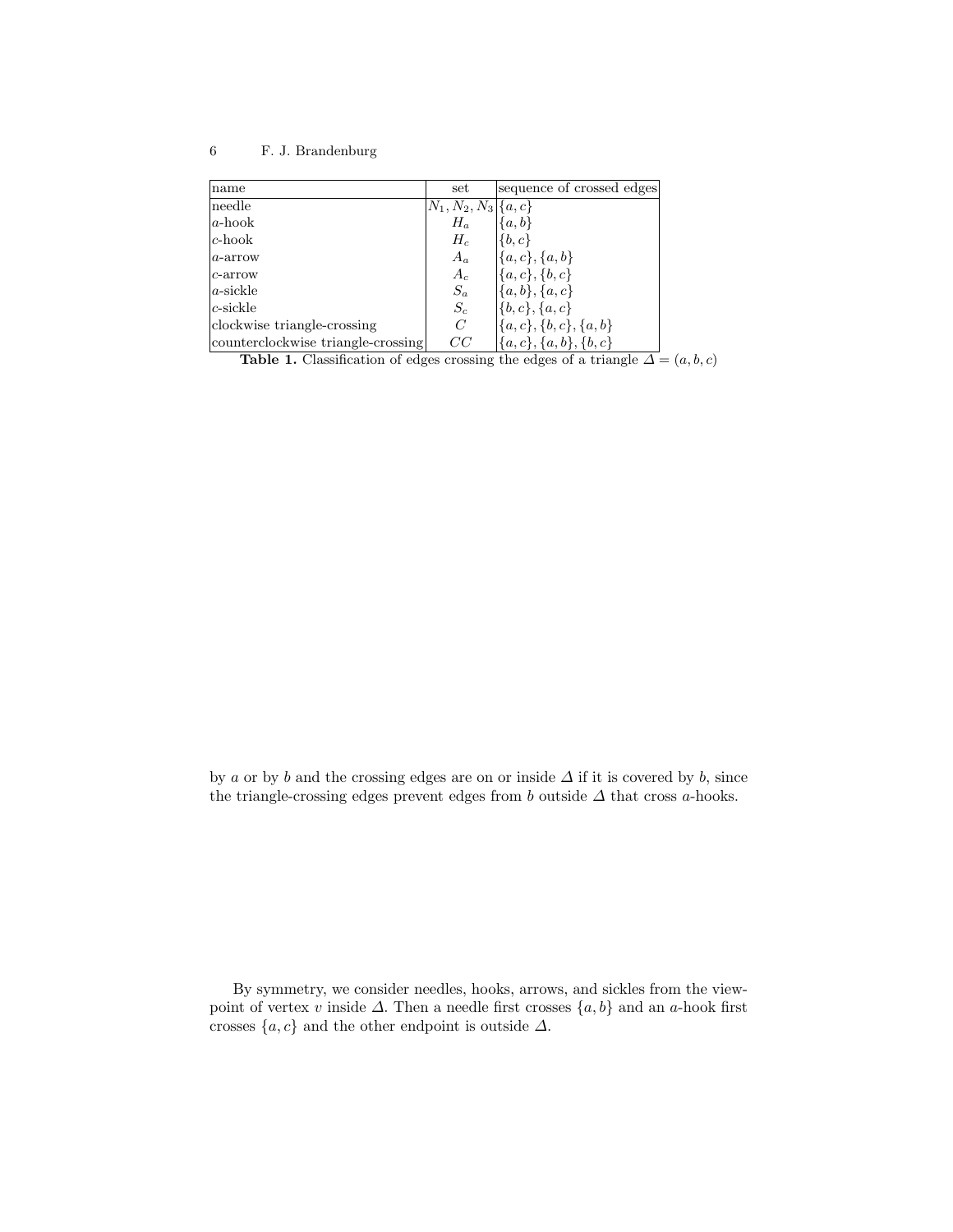| name | set | sequence of crossed edges |
| --- | --- | --- |
| needle | $N_1, N_2, N_3$ | $\{a, c\}$ |
| $a$-hook | $H_a$ | $\{a, b\}$ |
| $c$-hook | $H_c$ | $\{b, c\}$ |
| $a$-arrow | $A_a$ | $\{a, c\}, \{a, b\}$ |
| $c$-arrow | $A_c$ | $\{a, c\}, \{b, c\}$ |
| $a$-sickle | $S_a$ | $\{a, b\}, \{a, c\}$ |
| $c$-sickle | $S_c$ | $\{b, c\}, \{a, c\}$ |
| clockwise triangle-crossing | $C$ | $\{a, c\}, \{b, c\}, \{a, b\}$ |
| counterclockwise triangle-crossing | $CC$ | $\{a, c\}, \{a, b\}, \{b, c\}$ |

**Table 1.** Classification of edges crossing the edges of a triangle $\Delta = (a, b, c)$

by $a$ or by $b$ and the crossing edges are on or inside $\Delta$ if it is covered by $b$, since the triangle-crossing edges prevent edges from $b$ outside $\Delta$ that cross $a$-hooks.

By symmetry, we consider needles, hooks, arrows, and sickles from the viewpoint of vertex $v$ inside $\Delta$. Then a needle first crosses $\{a, b\}$ and an $a$-hook first crosses $\{a, c\}$ and the other endpoint is outside $\Delta$.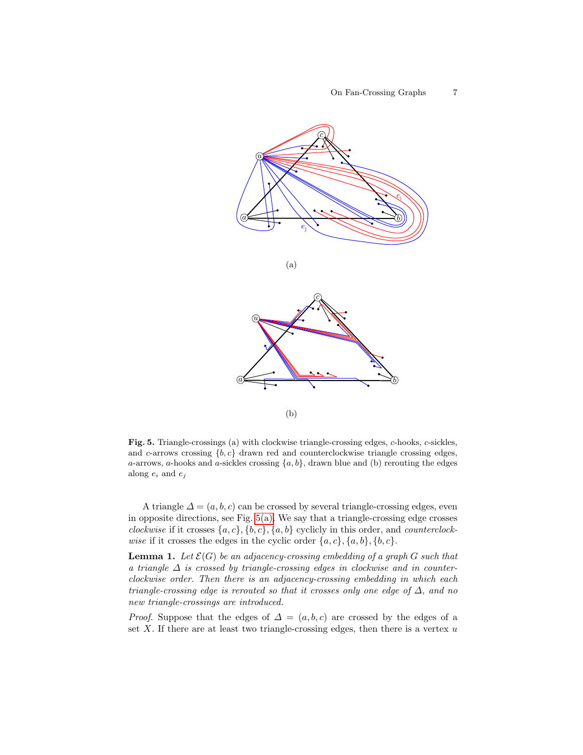(a)

(b)

**Fig. 5.** Triangle-crossings (a) with clockwise triangle-crossing edges, $c$-hooks, $c$-sickles, and $c$-arrows crossing $\{b, c\}$ drawn red and counterclockwise triangle crossing edges, $a$-arrows, $a$-hooks and $a$-sickles crossing $\{a, b\}$, drawn blue and (b) rerouting the edges along $e_i$ and $e_j$

A triangle $\Delta = (a, b, c)$ can be crossed by several triangle-crossing edges, even in opposite directions, see Fig. 5(a). We say that a triangle-crossing edge crosses *clockwise* if it crosses $\{a, c\}, \{b, c\}, \{a, b\}$ cyclicly in this order, and *counterclockwise* if it crosses the edges in the cyclic order $\{a, c\}, \{a, b\}, \{b, c\}$.

**Lemma 1.** *Let $\mathcal{E}(G)$ be an adjacency-crossing embedding of a graph $G$ such that a triangle $\Delta$ is crossed by triangle-crossing edges in clockwise and in counterclockwise order. Then there is an adjacency-crossing embedding in which each triangle-crossing edge is rerouted so that it crosses only one edge of $\Delta$, and no new triangle-crossings are introduced.*

*Proof.* Suppose that the edges of $\Delta = (a, b, c)$ are crossed by the edges of a set $X$. If there are at least two triangle-crossing edges, then there is a vertex $u$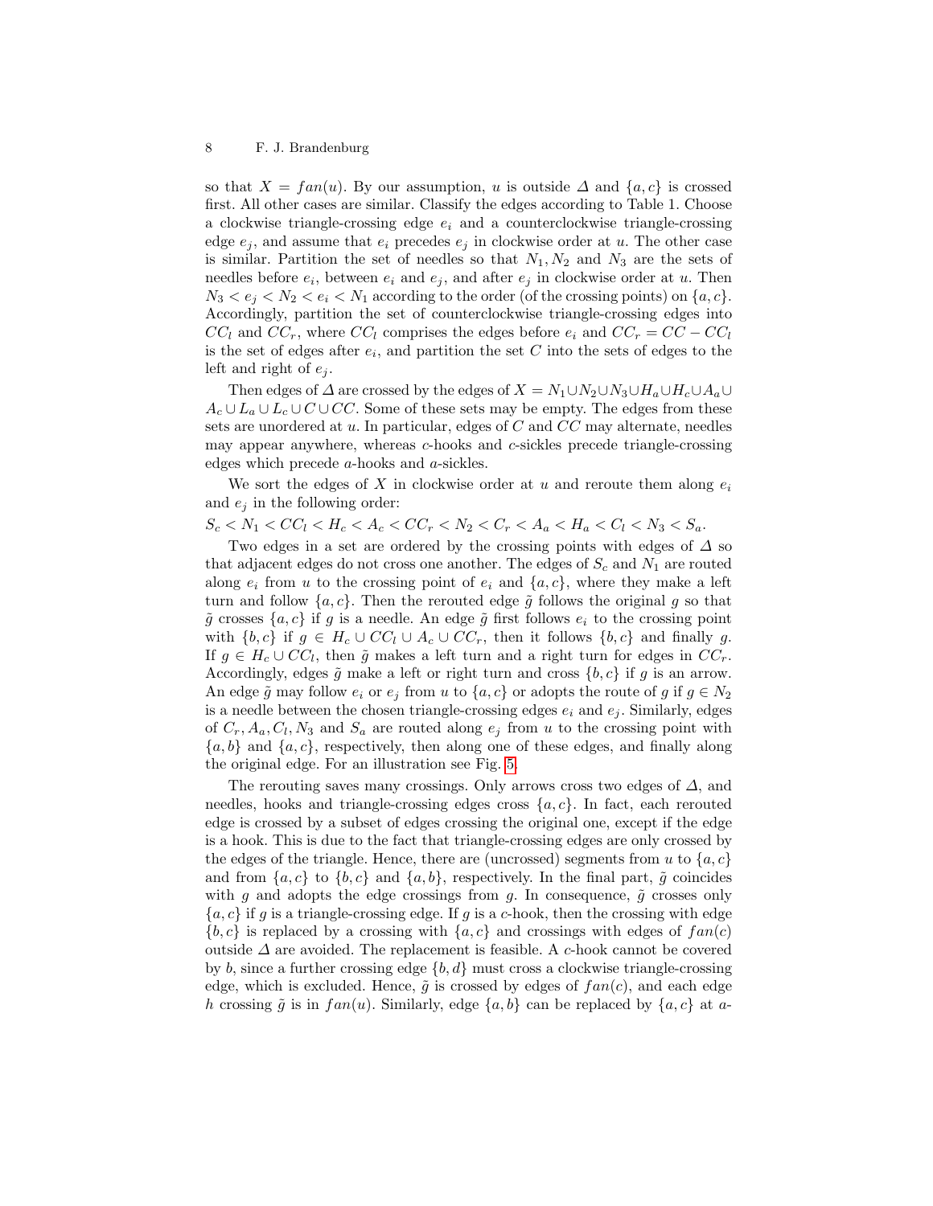so that $X = fan(u)$. By our assumption, $u$ is outside $\Delta$ and $\{a, c\}$ is crossed first. All other cases are similar. Classify the edges according to Table 1. Choose a clockwise triangle-crossing edge $e_i$ and a counterclockwise triangle-crossing edge $e_j$, and assume that $e_i$ precedes $e_j$ in clockwise order at $u$. The other case is similar. Partition the set of needles so that $N_1, N_2$ and $N_3$ are the sets of needles before $e_i$, between $e_i$ and $e_j$, and after $e_j$ in clockwise order at $u$. Then $N_3 < e_j < N_2 < e_i < N_1$ according to the order (of the crossing points) on $\{a, c\}$. Accordingly, partition the set of counterclockwise triangle-crossing edges into $CC_l$ and $CC_r$, where $CC_l$ comprises the edges before $e_i$ and $CC_r = CC - CC_l$ is the set of edges after $e_i$, and partition the set $C$ into the sets of edges to the left and right of $e_j$.

Then edges of $\Delta$ are crossed by the edges of $X = N_1 \cup N_2 \cup N_3 \cup H_a \cup H_c \cup A_a \cup A_c \cup L_a \cup L_c \cup C \cup CC$. Some of these sets may be empty. The edges from these sets are unordered at $u$. In particular, edges of $C$ and $CC$ may alternate, needles may appear anywhere, whereas $c$-hooks and $c$-sickles precede triangle-crossing edges which precede $a$-hooks and $a$-sickles.

We sort the edges of $X$ in clockwise order at $u$ and reroute them along $e_i$ and $e_j$ in the following order:

$S_c < N_1 < CC_l < H_c < A_c < CC_r < N_2 < C_r < A_a < H_a < C_l < N_3 < S_a$.

Two edges in a set are ordered by the crossing points with edges of $\Delta$ so that adjacent edges do not cross one another. The edges of $S_c$ and $N_1$ are routed along $e_i$ from $u$ to the crossing point of $e_i$ and $\{a, c\}$, where they make a left turn and follow $\{a, c\}$. Then the rerouted edge $\tilde{g}$ follows the original $g$ so that $\tilde{g}$ crosses $\{a, c\}$ if $g$ is a needle. An edge $\tilde{g}$ first follows $e_i$ to the crossing point with $\{b, c\}$ if $g \in H_c \cup CC_l \cup A_c \cup CC_r$, then it follows $\{b, c\}$ and finally $g$. If $g \in H_c \cup CC_l$, then $\tilde{g}$ makes a left turn and a right turn for edges in $CC_r$. Accordingly, edges $\tilde{g}$ make a left or right turn and cross $\{b, c\}$ if $g$ is an arrow. An edge $\tilde{g}$ may follow $e_i$ or $e_j$ from $u$ to $\{a, c\}$ or adopts the route of $g$ if $g \in N_2$ is a needle between the chosen triangle-crossing edges $e_i$ and $e_j$. Similarly, edges of $C_r, A_a, C_l, N_3$ and $S_a$ are routed along $e_j$ from $u$ to the crossing point with $\{a, b\}$ and $\{a, c\}$, respectively, then along one of these edges, and finally along the original edge. For an illustration see Fig. 5.

The rerouting saves many crossings. Only arrows cross two edges of $\Delta$, and needles, hooks and triangle-crossing edges cross $\{a, c\}$. In fact, each rerouted edge is crossed by a subset of edges crossing the original one, except if the edge is a hook. This is due to the fact that triangle-crossing edges are only crossed by the edges of the triangle. Hence, there are (uncrossed) segments from $u$ to $\{a, c\}$ and from $\{a, c\}$ to $\{b, c\}$ and $\{a, b\}$, respectively. In the final part, $\tilde{g}$ coincides with $g$ and adopts the edge crossings from $g$. In consequence, $\tilde{g}$ crosses only $\{a, c\}$ if $g$ is a triangle-crossing edge. If $g$ is a $c$-hook, then the crossing with edge $\{b, c\}$ is replaced by a crossing with $\{a, c\}$ and crossings with edges of $fan(c)$ outside $\Delta$ are avoided. The replacement is feasible. A $c$-hook cannot be covered by $b$, since a further crossing edge $\{b, d\}$ must cross a clockwise triangle-crossing edge, which is excluded. Hence, $\tilde{g}$ is crossed by edges of $fan(c)$, and each edge $h$ crossing $\tilde{g}$ is in $fan(u)$. Similarly, edge $\{a, b\}$ can be replaced by $\{a, c\}$ at $a$-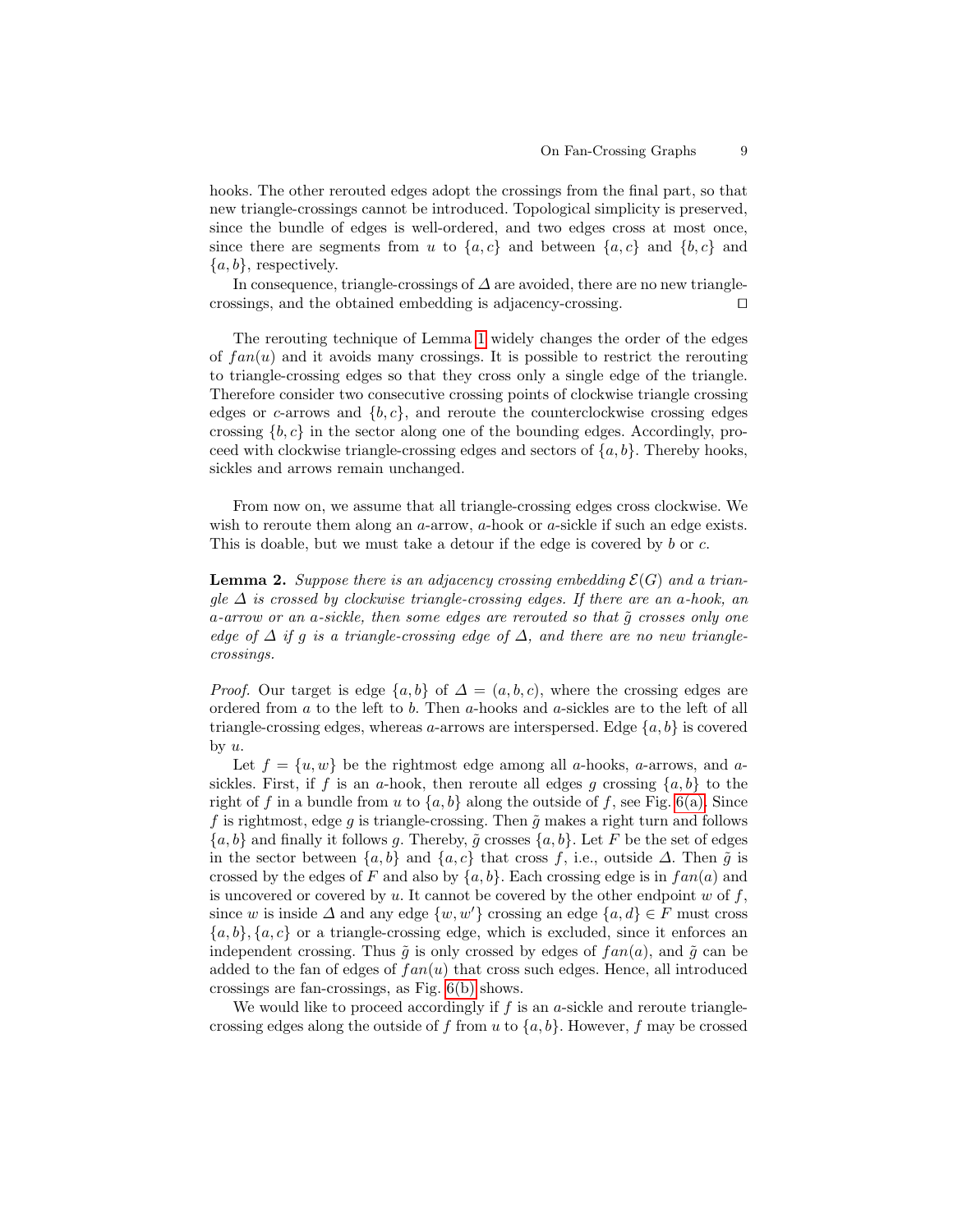hooks. The other rerouted edges adopt the crossings from the final part, so that new triangle-crossings cannot be introduced. Topological simplicity is preserved, since the bundle of edges is well-ordered, and two edges cross at most once, since there are segments from $u$ to $\{a, c\}$ and between $\{a, c\}$ and $\{b, c\}$ and $\{a, b\}$, respectively.

In consequence, triangle-crossings of $\Delta$ are avoided, there are no new triangle-crossings, and the obtained embedding is adjacency-crossing. $\square$

The rerouting technique of Lemma 1 widely changes the order of the edges of $fan(u)$ and it avoids many crossings. It is possible to restrict the rerouting to triangle-crossing edges so that they cross only a single edge of the triangle. Therefore consider two consecutive crossing points of clockwise triangle crossing edges or $c$-arrows and $\{b, c\}$, and reroute the counterclockwise crossing edges crossing $\{b, c\}$ in the sector along one of the bounding edges. Accordingly, proceed with clockwise triangle-crossing edges and sectors of $\{a, b\}$. Thereby hooks, sickles and arrows remain unchanged.

From now on, we assume that all triangle-crossing edges cross clockwise. We wish to reroute them along an $a$-arrow, $a$-hook or $a$-sickle if such an edge exists. This is doable, but we must take a detour if the edge is covered by $b$ or $c$.

**Lemma 2.** *Suppose there is an adjacency crossing embedding $\mathcal{E}(G)$ and a triangle $\Delta$ is crossed by clockwise triangle-crossing edges. If there are an $a$-hook, an $a$-arrow or an $a$-sickle, then some edges are rerouted so that $\tilde{g}$ crosses only one edge of $\Delta$ if $g$ is a triangle-crossing edge of $\Delta$, and there are no new triangle-crossings.*

*Proof.* Our target is edge $\{a, b\}$ of $\Delta = (a, b, c)$, where the crossing edges are ordered from $a$ to the left to $b$. Then $a$-hooks and $a$-sickles are to the left of all triangle-crossing edges, whereas $a$-arrows are interspersed. Edge $\{a, b\}$ is covered by $u$.

Let $f = \{u, w\}$ be the rightmost edge among all $a$-hooks, $a$-arrows, and $a$-sickles. First, if $f$ is an $a$-hook, then reroute all edges $g$ crossing $\{a, b\}$ to the right of $f$ in a bundle from $u$ to $\{a, b\}$ along the outside of $f$, see Fig. 6(a). Since $f$ is rightmost, edge $g$ is triangle-crossing. Then $\tilde{g}$ makes a right turn and follows $\{a, b\}$ and finally it follows $g$. Thereby, $\tilde{g}$ crosses $\{a, b\}$. Let $F$ be the set of edges in the sector between $\{a, b\}$ and $\{a, c\}$ that cross $f$, i.e., outside $\Delta$. Then $\tilde{g}$ is crossed by the edges of $F$ and also by $\{a, b\}$. Each crossing edge is in $fan(a)$ and is uncovered or covered by $u$. It cannot be covered by the other endpoint $w$ of $f$, since $w$ is inside $\Delta$ and any edge $\{w, w'\}$ crossing an edge $\{a, d\} \in F$ must cross $\{a, b\}, \{a, c\}$ or a triangle-crossing edge, which is excluded, since it enforces an independent crossing. Thus $\tilde{g}$ is only crossed by edges of $fan(a)$, and $\tilde{g}$ can be added to the fan of edges of $fan(u)$ that cross such edges. Hence, all introduced crossings are fan-crossings, as Fig. 6(b) shows.

We would like to proceed accordingly if $f$ is an $a$-sickle and reroute triangle-crossing edges along the outside of $f$ from $u$ to $\{a, b\}$. However, $f$ may be crossed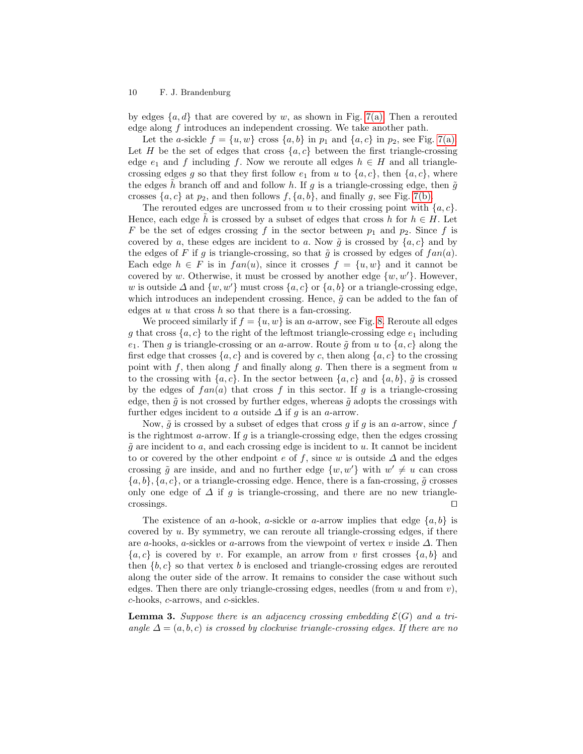by edges $\{a, d\}$ that are covered by $w$, as shown in Fig. 7(a). Then a rerouted edge along $f$ introduces an independent crossing. We take another path.

Let the $a$-sickle $f = \{u, w\}$ cross $\{a, b\}$ in $p_1$ and $\{a, c\}$ in $p_2$, see Fig. 7(a). Let $H$ be the set of edges that cross $\{a, c\}$ between the first triangle-crossing edge $e_1$ and $f$ including $f$. Now we reroute all edges $h \in H$ and all triangle-crossing edges $g$ so that they first follow $e_1$ from $u$ to $\{a, c\}$, then $\{a, c\}$, where the edges $\tilde{h}$ branch off and and follow $h$. If $g$ is a triangle-crossing edge, then $\tilde{g}$ crosses $\{a, c\}$ at $p_2$, and then follows $f, \{a, b\}$, and finally $g$, see Fig. 7(b).

The rerouted edges are uncrossed from $u$ to their crossing point with $\{a, c\}$. Hence, each edge $\tilde{h}$ is crossed by a subset of edges that cross $h$ for $h \in H$. Let $F$ be the set of edges crossing $f$ in the sector between $p_1$ and $p_2$. Since $f$ is covered by $a$, these edges are incident to $a$. Now $\tilde{g}$ is crossed by $\{a, c\}$ and by the edges of $F$ if $g$ is triangle-crossing, so that $\tilde{g}$ is crossed by edges of $fan(a)$. Each edge $h \in F$ is in $fan(u)$, since it crosses $f = \{u, w\}$ and it cannot be covered by $w$. Otherwise, it must be crossed by another edge $\{w, w'\}$. However, $w$ is outside $\Delta$ and $\{w, w'\}$ must cross $\{a, c\}$ or $\{a, b\}$ or a triangle-crossing edge, which introduces an independent crossing. Hence, $\tilde{g}$ can be added to the fan of edges at $u$ that cross $h$ so that there is a fan-crossing.

We proceed similarly if $f = \{u, w\}$ is an $a$-arrow, see Fig. 8. Reroute all edges $g$ that cross $\{a, c\}$ to the right of the leftmost triangle-crossing edge $e_1$ including $e_1$. Then $g$ is triangle-crossing or an $a$-arrow. Route $\tilde{g}$ from $u$ to $\{a, c\}$ along the first edge that crosses $\{a, c\}$ and is covered by $c$, then along $\{a, c\}$ to the crossing point with $f$, then along $f$ and finally along $g$. Then there is a segment from $u$ to the crossing with $\{a, c\}$. In the sector between $\{a, c\}$ and $\{a, b\}$, $\tilde{g}$ is crossed by the edges of $fan(a)$ that cross $f$ in this sector. If $g$ is a triangle-crossing edge, then $\tilde{g}$ is not crossed by further edges, whereas $\tilde{g}$ adopts the crossings with further edges incident to $a$ outside $\Delta$ if $g$ is an $a$-arrow.

Now, $\tilde{g}$ is crossed by a subset of edges that cross $g$ if $g$ is an $a$-arrow, since $f$ is the rightmost $a$-arrow. If $g$ is a triangle-crossing edge, then the edges crossing $\tilde{g}$ are incident to $a$, and each crossing edge is incident to $u$. It cannot be incident to or covered by the other endpoint $e$ of $f$, since $w$ is outside $\Delta$ and the edges crossing $\tilde{g}$ are inside, and and no further edge $\{w, w'\}$ with $w' \neq u$ can cross $\{a, b\}, \{a, c\}$, or a triangle-crossing edge. Hence, there is a fan-crossing, $\tilde{g}$ crosses only one edge of $\Delta$ if $g$ is triangle-crossing, and there are no new triangle-crossings. ◻

The existence of an $a$-hook, $a$-sickle or $a$-arrow implies that edge $\{a, b\}$ is covered by $u$. By symmetry, we can reroute all triangle-crossing edges, if there are $a$-hooks, $a$-sickles or $a$-arrows from the viewpoint of vertex $v$ inside $\Delta$. Then $\{a, c\}$ is covered by $v$. For example, an arrow from $v$ first crosses $\{a, b\}$ and then $\{b, c\}$ so that vertex $b$ is enclosed and triangle-crossing edges are rerouted along the outer side of the arrow. It remains to consider the case without such edges. Then there are only triangle-crossing edges, needles (from $u$ and from $v$), $c$-hooks, $c$-arrows, and $c$-sickles.

**Lemma 3.** *Suppose there is an adjacency crossing embedding $\mathcal{E}(G)$ and a triangle $\Delta = (a, b, c)$ is crossed by clockwise triangle-crossing edges. If there are no*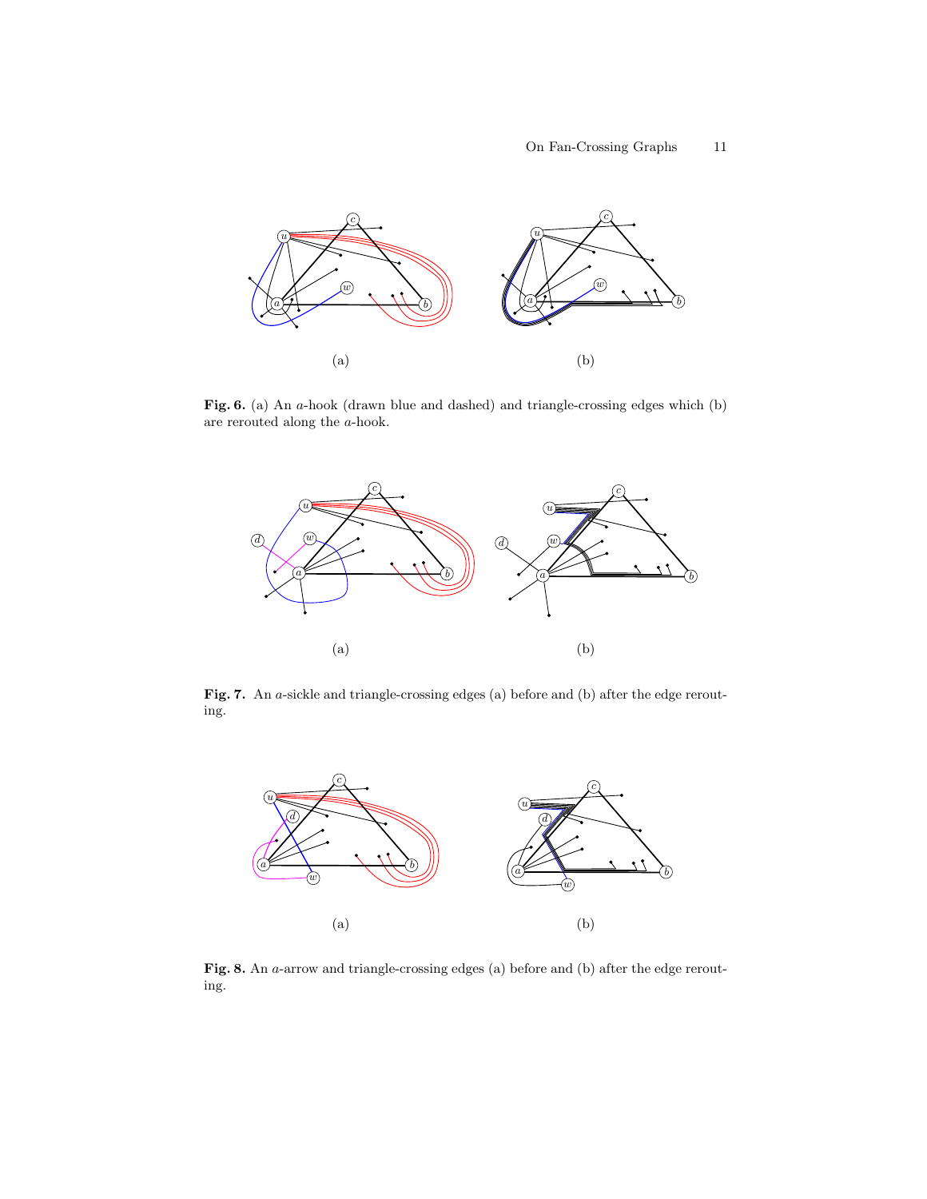(a)

(b)

**Fig. 6.** (a) An $a$-hook (drawn blue and dashed) and triangle-crossing edges which (b) are rerouted along the $a$-hook.

(a)

(b)

**Fig. 7.** An $a$-sickle and triangle-crossing edges (a) before and (b) after the edge rerouting.

(a)

(b)

**Fig. 8.** An $a$-arrow and triangle-crossing edges (a) before and (b) after the edge rerouting.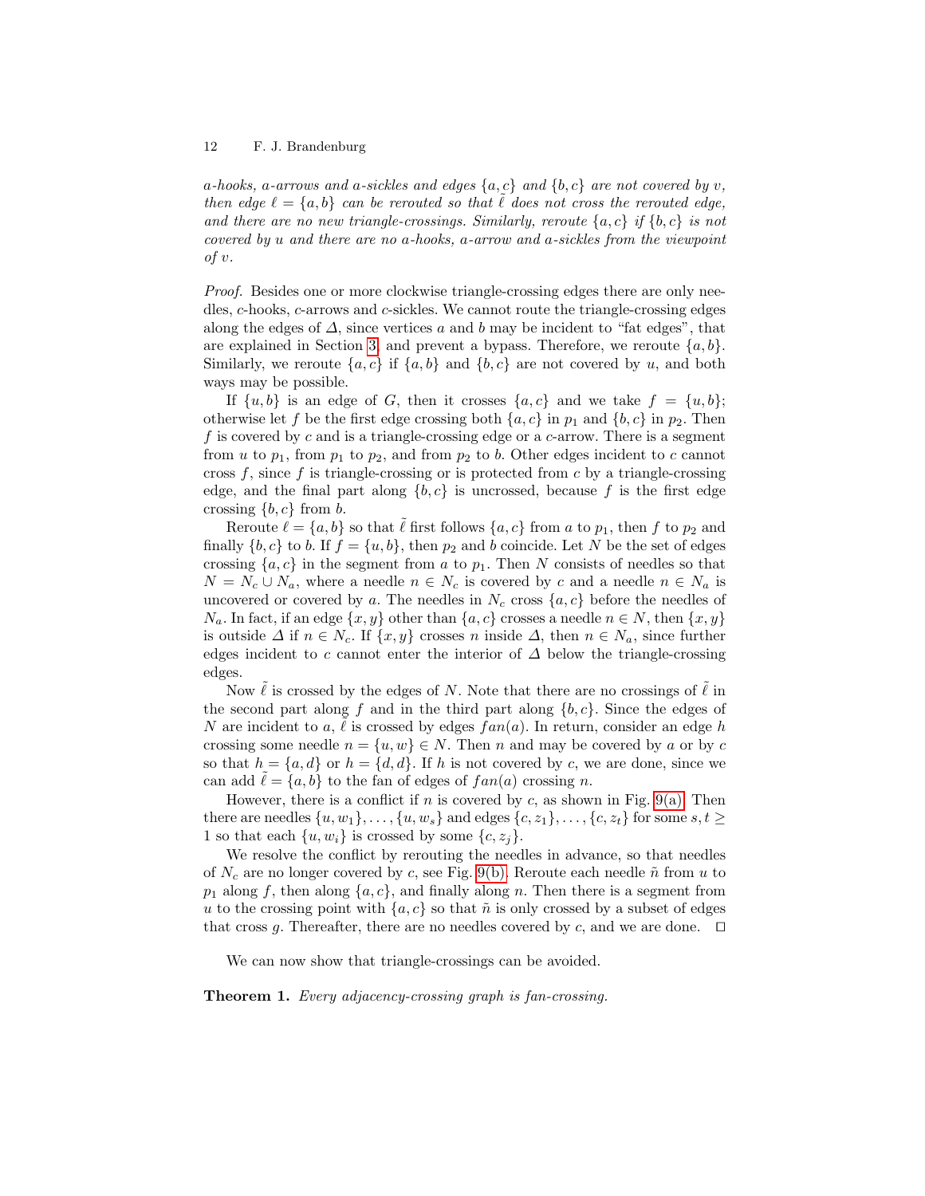*a-hooks, a-arrows and a-sickles and edges $\{a, c\}$ and $\{b, c\}$ are not covered by $v$, then edge $\ell = \{a, b\}$ can be rerouted so that $\tilde{\ell}$ does not cross the rerouted edge, and there are no new triangle-crossings. Similarly, reroute $\{a, c\}$ if $\{b, c\}$ is not covered by $u$ and there are no a-hooks, a-arrow and a-sickles from the viewpoint of $v$.*

*Proof.* Besides one or more clockwise triangle-crossing edges there are only needles, $c$-hooks, $c$-arrows and $c$-sickles. We cannot route the triangle-crossing edges along the edges of $\Delta$, since vertices $a$ and $b$ may be incident to "fat edges", that are explained in Section 3 and prevent a bypass. Therefore, we reroute $\{a, b\}$. Similarly, we reroute $\{a, c\}$ if $\{a, b\}$ and $\{b, c\}$ are not covered by $u$, and both ways may be possible.

If $\{u, b\}$ is an edge of $G$, then it crosses $\{a, c\}$ and we take $f = \{u, b\}$; otherwise let $f$ be the first edge crossing both $\{a, c\}$ in $p_1$ and $\{b, c\}$ in $p_2$. Then $f$ is covered by $c$ and is a triangle-crossing edge or a $c$-arrow. There is a segment from $u$ to $p_1$, from $p_1$ to $p_2$, and from $p_2$ to $b$. Other edges incident to $c$ cannot cross $f$, since $f$ is triangle-crossing or is protected from $c$ by a triangle-crossing edge, and the final part along $\{b, c\}$ is uncrossed, because $f$ is the first edge crossing $\{b, c\}$ from $b$.

Reroute $\ell = \{a, b\}$ so that $\tilde{\ell}$ first follows $\{a, c\}$ from $a$ to $p_1$, then $f$ to $p_2$ and finally $\{b, c\}$ to $b$. If $f = \{u, b\}$, then $p_2$ and $b$ coincide. Let $N$ be the set of edges crossing $\{a, c\}$ in the segment from $a$ to $p_1$. Then $N$ consists of needles so that $N = N_c \cup N_a$, where a needle $n \in N_c$ is covered by $c$ and a needle $n \in N_a$ is uncovered or covered by $a$. The needles in $N_c$ cross $\{a, c\}$ before the needles of $N_a$. In fact, if an edge $\{x, y\}$ other than $\{a, c\}$ crosses a needle $n \in N$, then $\{x, y\}$ is outside $\Delta$ if $n \in N_c$. If $\{x, y\}$ crosses $n$ inside $\Delta$, then $n \in N_a$, since further edges incident to $c$ cannot enter the interior of $\Delta$ below the triangle-crossing edges.

Now $\tilde{\ell}$ is crossed by the edges of $N$. Note that there are no crossings of $\tilde{\ell}$ in the second part along $f$ and in the third part along $\{b, c\}$. Since the edges of $N$ are incident to $a$, $\tilde{\ell}$ is crossed by edges $fan(a)$. In return, consider an edge $h$ crossing some needle $n = \{u, w\} \in N$. Then $n$ and may be covered by $a$ or by $c$ so that $h = \{a, d\}$ or $h = \{d, d\}$. If $h$ is not covered by $c$, we are done, since we can add $\tilde{\ell} = \{a, b\}$ to the fan of edges of $fan(a)$ crossing $n$.

However, there is a conflict if $n$ is covered by $c$, as shown in Fig. 9(a). Then there are needles $\{u, w_1\}, \ldots, \{u, w_s\}$ and edges $\{c, z_1\}, \ldots, \{c, z_t\}$ for some $s, t \geq 1$ so that each $\{u, w_i\}$ is crossed by some $\{c, z_j\}$.

We resolve the conflict by rerouting the needles in advance, so that needles of $N_c$ are no longer covered by $c$, see Fig. 9(b). Reroute each needle $\tilde{n}$ from $u$ to $p_1$ along $f$, then along $\{a, c\}$, and finally along $n$. Then there is a segment from $u$ to the crossing point with $\{a, c\}$ so that $\tilde{n}$ is only crossed by a subset of edges that cross $g$. Thereafter, there are no needles covered by $c$, and we are done. $\square$

We can now show that triangle-crossings can be avoided.

**Theorem 1.** *Every adjacency-crossing graph is fan-crossing.*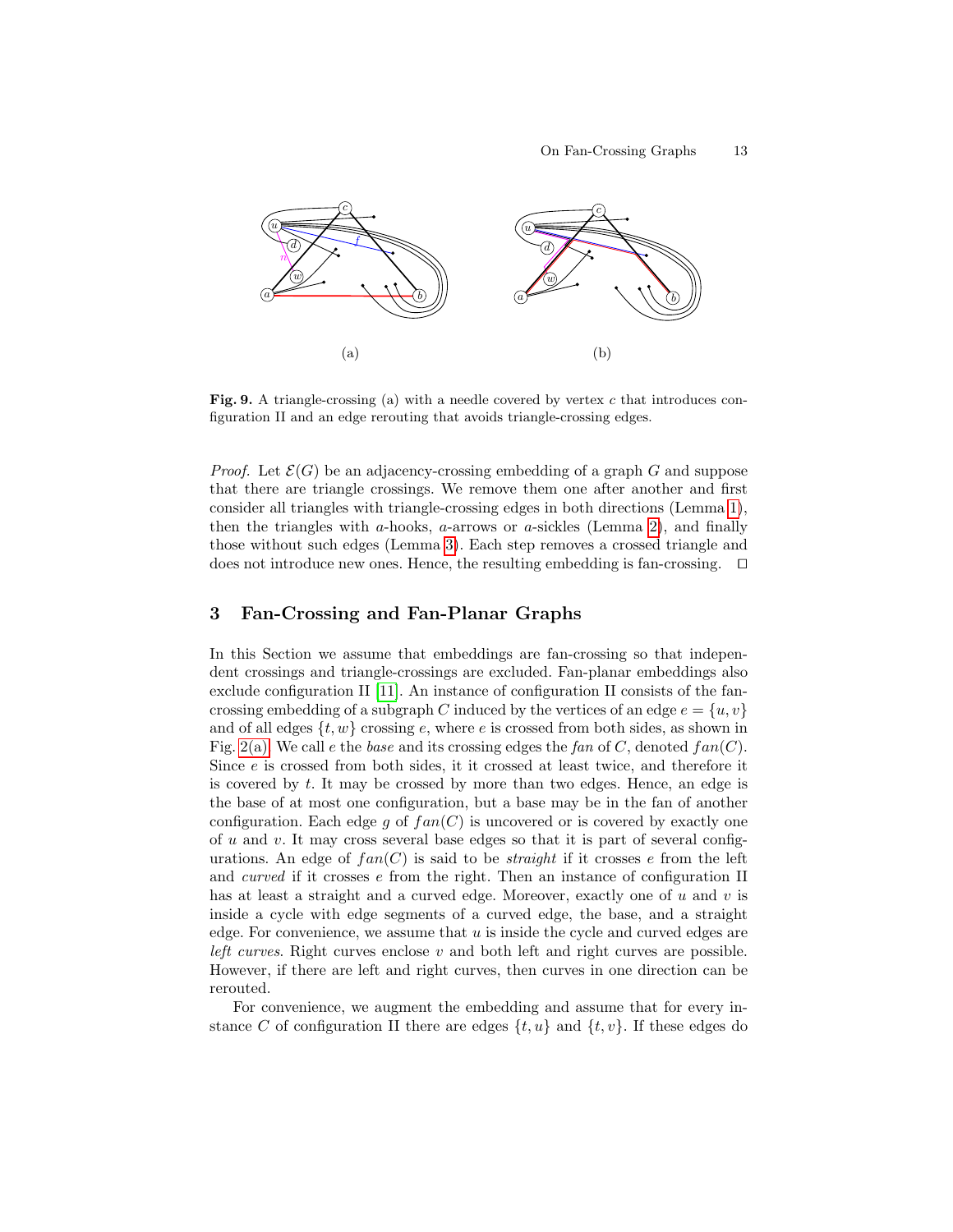(a)

(b)

**Fig. 9.** A triangle-crossing (a) with a needle covered by vertex $c$ that introduces configuration II and an edge rerouting that avoids triangle-crossing edges.

*Proof.* Let $\mathcal{E}(G)$ be an adjacency-crossing embedding of a graph $G$ and suppose that there are triangle crossings. We remove them one after another and first consider all triangles with triangle-crossing edges in both directions (Lemma 1), then the triangles with $a$-hooks, $a$-arrows or $a$-sickles (Lemma 2), and finally those without such edges (Lemma 3). Each step removes a crossed triangle and does not introduce new ones. Hence, the resulting embedding is fan-crossing. □

## 3 Fan-Crossing and Fan-Planar Graphs

In this Section we assume that embeddings are fan-crossing so that independent crossings and triangle-crossings are excluded. Fan-planar embeddings also exclude configuration II [11]. An instance of configuration II consists of the fan-crossing embedding of a subgraph $C$ induced by the vertices of an edge $e = \{u, v\}$ and of all edges $\{t, w\}$ crossing $e$, where $e$ is crossed from both sides, as shown in Fig. 2(a). We call $e$ the *base* and its crossing edges the *fan* of $C$, denoted $fan(C)$. Since $e$ is crossed from both sides, it it crossed at least twice, and therefore it is covered by $t$. It may be crossed by more than two edges. Hence, an edge is the base of at most one configuration, but a base may be in the fan of another configuration. Each edge $g$ of $fan(C)$ is uncovered or is covered by exactly one of $u$ and $v$. It may cross several base edges so that it is part of several configurations. An edge of $fan(C)$ is said to be *straight* if it crosses $e$ from the left and *curved* if it crosses $e$ from the right. Then an instance of configuration II has at least a straight and a curved edge. Moreover, exactly one of $u$ and $v$ is inside a cycle with edge segments of a curved edge, the base, and a straight edge. For convenience, we assume that $u$ is inside the cycle and curved edges are *left curves*. Right curves enclose $v$ and both left and right curves are possible. However, if there are left and right curves, then curves in one direction can be rerouted.

For convenience, we augment the embedding and assume that for every instance $C$ of configuration II there are edges $\{t, u\}$ and $\{t, v\}$. If these edges do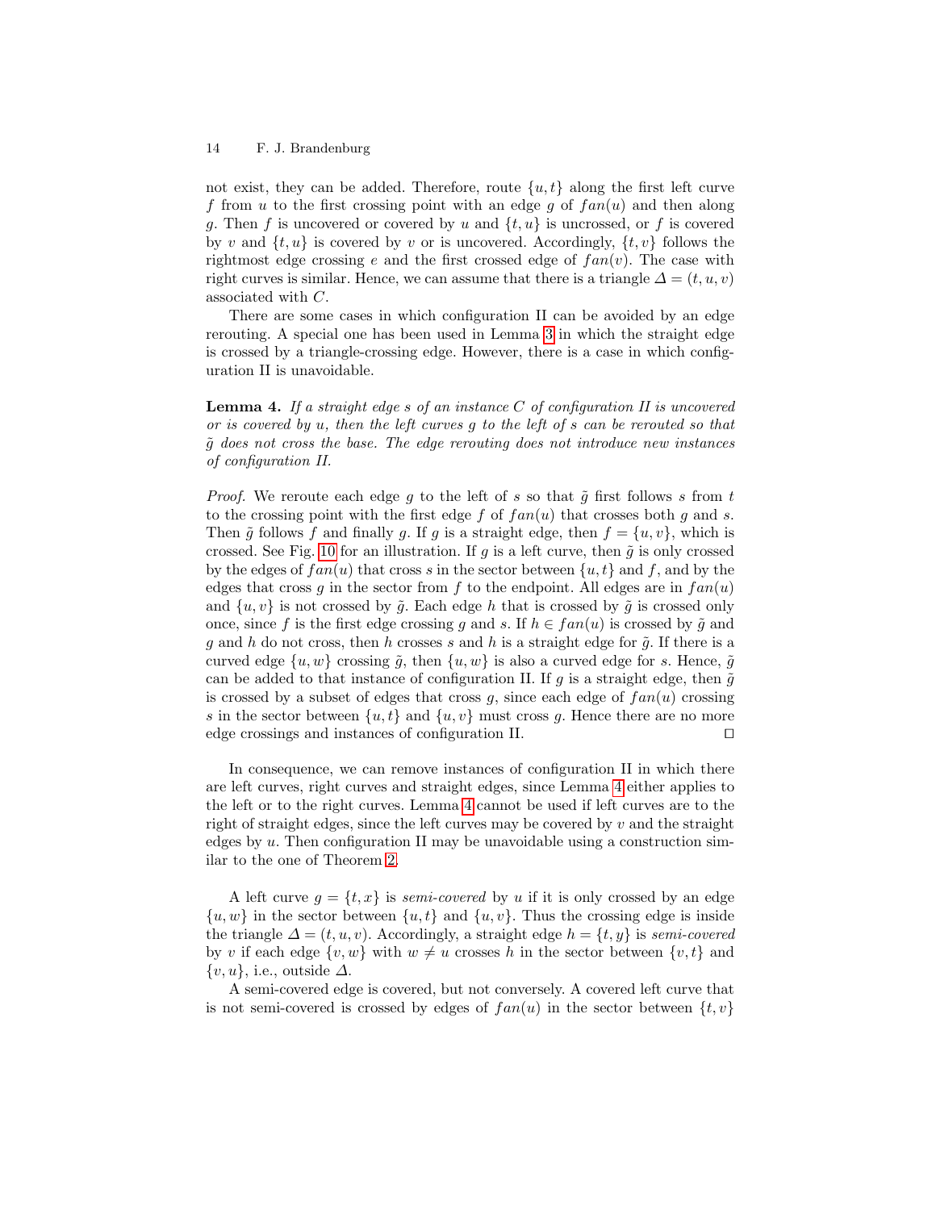not exist, they can be added. Therefore, route $\{u, t\}$ along the first left curve $f$ from $u$ to the first crossing point with an edge $g$ of $fan(u)$ and then along $g$. Then $f$ is uncovered or covered by $u$ and $\{t, u\}$ is uncrossed, or $f$ is covered by $v$ and $\{t, u\}$ is covered by $v$ or is uncovered. Accordingly, $\{t, v\}$ follows the rightmost edge crossing $e$ and the first crossed edge of $fan(v)$. The case with right curves is similar. Hence, we can assume that there is a triangle $\Delta = (t, u, v)$ associated with $C$.

There are some cases in which configuration II can be avoided by an edge rerouting. A special one has been used in Lemma 3 in which the straight edge is crossed by a triangle-crossing edge. However, there is a case in which configuration II is unavoidable.

**Lemma 4.** *If a straight edge $s$ of an instance $C$ of configuration II is uncovered or is covered by $u$, then the left curves $g$ to the left of $s$ can be rerouted so that $\tilde{g}$ does not cross the base. The edge rerouting does not introduce new instances of configuration II.*

*Proof.* We reroute each edge $g$ to the left of $s$ so that $\tilde{g}$ first follows $s$ from $t$ to the crossing point with the first edge $f$ of $fan(u)$ that crosses both $g$ and $s$. Then $\tilde{g}$ follows $f$ and finally $g$. If $g$ is a straight edge, then $f = \{u, v\}$, which is crossed. See Fig. 10 for an illustration. If $g$ is a left curve, then $\tilde{g}$ is only crossed by the edges of $fan(u)$ that cross $s$ in the sector between $\{u, t\}$ and $f$, and by the edges that cross $g$ in the sector from $f$ to the endpoint. All edges are in $fan(u)$ and $\{u, v\}$ is not crossed by $\tilde{g}$. Each edge $h$ that is crossed by $\tilde{g}$ is crossed only once, since $f$ is the first edge crossing $g$ and $s$. If $h \in fan(u)$ is crossed by $\tilde{g}$ and $g$ and $h$ do not cross, then $h$ crosses $s$ and $h$ is a straight edge for $\tilde{g}$. If there is a curved edge $\{u, w\}$ crossing $\tilde{g}$, then $\{u, w\}$ is also a curved edge for $s$. Hence, $\tilde{g}$ can be added to that instance of configuration II. If $g$ is a straight edge, then $\tilde{g}$ is crossed by a subset of edges that cross $g$, since each edge of $fan(u)$ crossing $s$ in the sector between $\{u, t\}$ and $\{u, v\}$ must cross $g$. Hence there are no more edge crossings and instances of configuration II. $\square$

In consequence, we can remove instances of configuration II in which there are left curves, right curves and straight edges, since Lemma 4 either applies to the left or to the right curves. Lemma 4 cannot be used if left curves are to the right of straight edges, since the left curves may be covered by $v$ and the straight edges by $u$. Then configuration II may be unavoidable using a construction similar to the one of Theorem 2.

A left curve $g = \{t, x\}$ is *semi-covered* by $u$ if it is only crossed by an edge $\{u, w\}$ in the sector between $\{u, t\}$ and $\{u, v\}$. Thus the crossing edge is inside the triangle $\Delta = (t, u, v)$. Accordingly, a straight edge $h = \{t, y\}$ is *semi-covered* by $v$ if each edge $\{v, w\}$ with $w \neq u$ crosses $h$ in the sector between $\{v, t\}$ and $\{v, u\}$, i.e., outside $\Delta$.

A semi-covered edge is covered, but not conversely. A covered left curve that is not semi-covered is crossed by edges of $fan(u)$ in the sector between $\{t, v\}$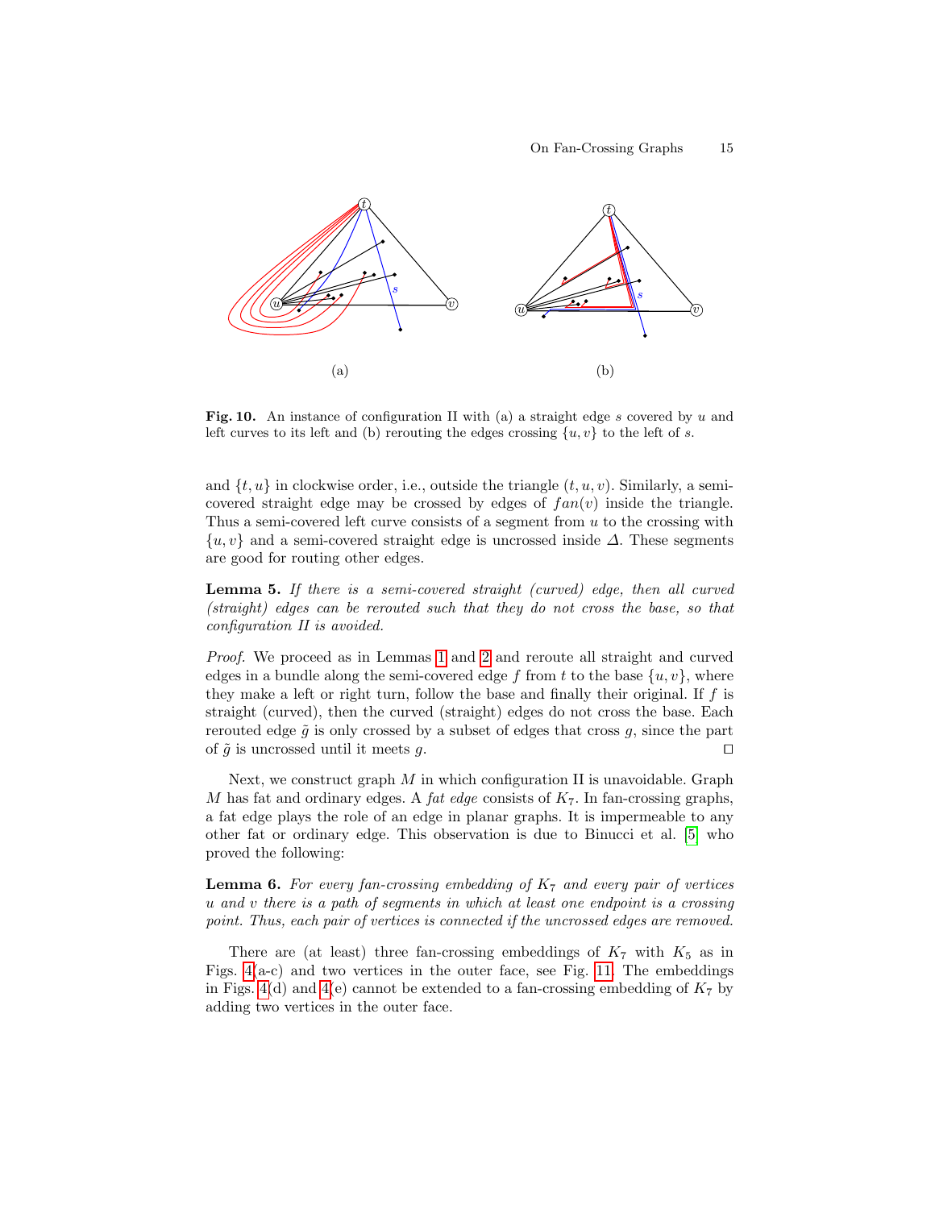**Fig. 10.** An instance of configuration II with (a) a straight edge $s$ covered by $u$ and left curves to its left and (b) rerouting the edges crossing $\{u, v\}$ to the left of $s$.

and $\{t, u\}$ in clockwise order, i.e., outside the triangle $(t, u, v)$. Similarly, a semi-covered straight edge may be crossed by edges of $fan(v)$ inside the triangle. Thus a semi-covered left curve consists of a segment from $u$ to the crossing with $\{u, v\}$ and a semi-covered straight edge is uncrossed inside $\Delta$. These segments are good for routing other edges.

**Lemma 5.** *If there is a semi-covered straight (curved) edge, then all curved (straight) edges can be rerouted such that they do not cross the base, so that configuration II is avoided.*

*Proof.* We proceed as in Lemmas 1 and 2 and reroute all straight and curved edges in a bundle along the semi-covered edge $f$ from $t$ to the base $\{u, v\}$, where they make a left or right turn, follow the base and finally their original. If $f$ is straight (curved), then the curved (straight) edges do not cross the base. Each rerouted edge $\tilde{g}$ is only crossed by a subset of edges that cross $g$, since the part of $\tilde{g}$ is uncrossed until it meets $g$. ◻

Next, we construct graph $M$ in which configuration II is unavoidable. Graph $M$ has fat and ordinary edges. A *fat edge* consists of $K_7$. In fan-crossing graphs, a fat edge plays the role of an edge in planar graphs. It is impermeable to any other fat or ordinary edge. This observation is due to Binucci et al. [5] who proved the following:

**Lemma 6.** *For every fan-crossing embedding of $K_7$ and every pair of vertices $u$ and $v$ there is a path of segments in which at least one endpoint is a crossing point. Thus, each pair of vertices is connected if the uncrossed edges are removed.*

There are (at least) three fan-crossing embeddings of $K_7$ with $K_5$ as in Figs. 4(a-c) and two vertices in the outer face, see Fig. 11. The embeddings in Figs. 4(d) and 4(e) cannot be extended to a fan-crossing embedding of $K_7$ by adding two vertices in the outer face.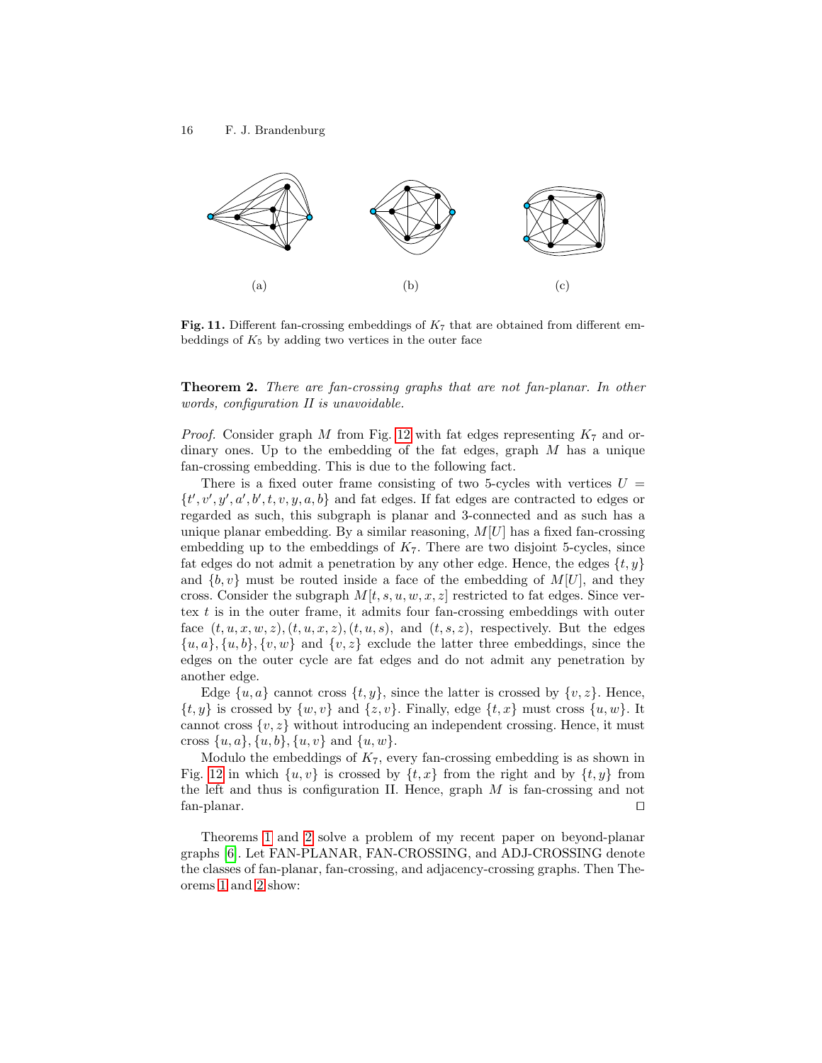(a) (b) (c)

**Fig. 11.** Different fan-crossing embeddings of $K_7$ that are obtained from different embeddings of $K_5$ by adding two vertices in the outer face

**Theorem 2.** *There are fan-crossing graphs that are not fan-planar. In other words, configuration II is unavoidable.*

*Proof.* Consider graph $M$ from Fig. 12 with fat edges representing $K_7$ and ordinary ones. Up to the embedding of the fat edges, graph $M$ has a unique fan-crossing embedding. This is due to the following fact.

There is a fixed outer frame consisting of two 5-cycles with vertices $U = \{t', v', y', a', b', t, v, y, a, b\}$ and fat edges. If fat edges are contracted to edges or regarded as such, this subgraph is planar and 3-connected and as such has a unique planar embedding. By a similar reasoning, $M[U]$ has a fixed fan-crossing embedding up to the embeddings of $K_7$. There are two disjoint 5-cycles, since fat edges do not admit a penetration by any other edge. Hence, the edges $\{t, y\}$ and $\{b, v\}$ must be routed inside a face of the embedding of $M[U]$, and they cross. Consider the subgraph $M[t, s, u, w, x, z]$ restricted to fat edges. Since vertex $t$ is in the outer frame, it admits four fan-crossing embeddings with outer face $(t, u, x, w, z), (t, u, x, z), (t, u, s)$, and $(t, s, z)$, respectively. But the edges $\{u, a\}, \{u, b\}, \{v, w\}$ and $\{v, z\}$ exclude the latter three embeddings, since the edges on the outer cycle are fat edges and do not admit any penetration by another edge.

Edge $\{u, a\}$ cannot cross $\{t, y\}$, since the latter is crossed by $\{v, z\}$. Hence, $\{t, y\}$ is crossed by $\{w, v\}$ and $\{z, v\}$. Finally, edge $\{t, x\}$ must cross $\{u, w\}$. It cannot cross $\{v, z\}$ without introducing an independent crossing. Hence, it must cross $\{u, a\}, \{u, b\}, \{u, v\}$ and $\{u, w\}$.

Modulo the embeddings of $K_7$, every fan-crossing embedding is as shown in Fig. 12 in which $\{u, v\}$ is crossed by $\{t, x\}$ from the right and by $\{t, y\}$ from the left and thus is configuration II. Hence, graph $M$ is fan-crossing and not fan-planar. $\square$

Theorems 1 and 2 solve a problem of my recent paper on beyond-planar graphs [6]. Let FAN-PLANAR, FAN-CROSSING, and ADJ-CROSSING denote the classes of fan-planar, fan-crossing, and adjacency-crossing graphs. Then Theorems 1 and 2 show: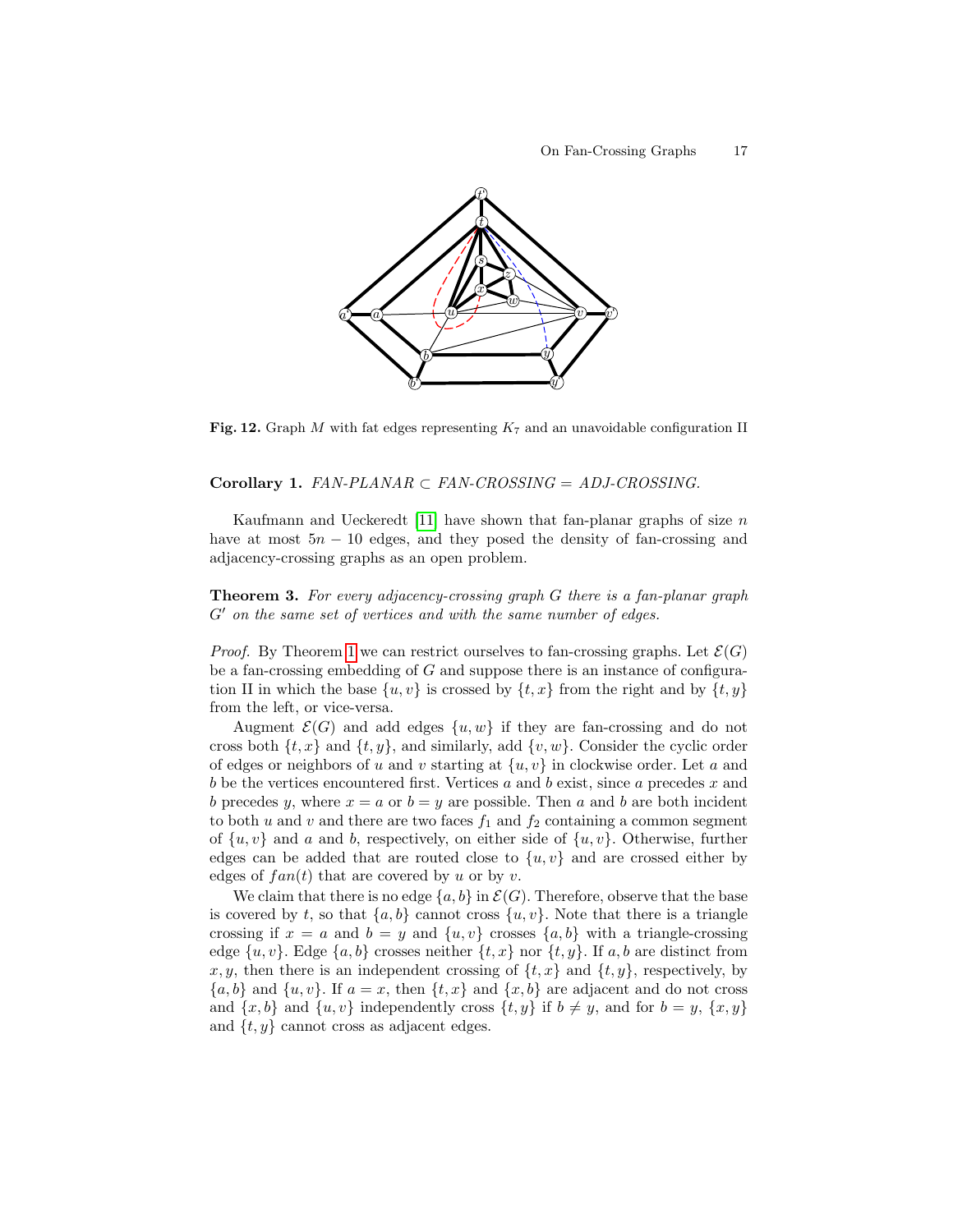**Fig. 12.** Graph $M$ with fat edges representing $K_7$ and an unavoidable configuration II

**Corollary 1.** *FAN-PLANAR* $\subset$ *FAN-CROSSING* = *ADJ-CROSSING*.

Kaufmann and Ueckeredt [11] have shown that fan-planar graphs of size $n$ have at most $5n - 10$ edges, and they posed the density of fan-crossing and adjacency-crossing graphs as an open problem.

**Theorem 3.** *For every adjacency-crossing graph $G$ there is a fan-planar graph $G'$ on the same set of vertices and with the same number of edges.*

*Proof.* By Theorem 1 we can restrict ourselves to fan-crossing graphs. Let $\mathcal{E}(G)$ be a fan-crossing embedding of $G$ and suppose there is an instance of configuration II in which the base $\{u, v\}$ is crossed by $\{t, x\}$ from the right and by $\{t, y\}$ from the left, or vice-versa.

Augment $\mathcal{E}(G)$ and add edges $\{u, w\}$ if they are fan-crossing and do not cross both $\{t, x\}$ and $\{t, y\}$, and similarly, add $\{v, w\}$. Consider the cyclic order of edges or neighbors of $u$ and $v$ starting at $\{u, v\}$ in clockwise order. Let $a$ and $b$ be the vertices encountered first. Vertices $a$ and $b$ exist, since $a$ precedes $x$ and $b$ precedes $y$, where $x = a$ or $b = y$ are possible. Then $a$ and $b$ are both incident to both $u$ and $v$ and there are two faces $f_1$ and $f_2$ containing a common segment of $\{u, v\}$ and $a$ and $b$, respectively, on either side of $\{u, v\}$. Otherwise, further edges can be added that are routed close to $\{u, v\}$ and are crossed either by edges of $fan(t)$ that are covered by $u$ or by $v$.

We claim that there is no edge $\{a, b\}$ in $\mathcal{E}(G)$. Therefore, observe that the base is covered by $t$, so that $\{a, b\}$ cannot cross $\{u, v\}$. Note that there is a triangle crossing if $x = a$ and $b = y$ and $\{u, v\}$ crosses $\{a, b\}$ with a triangle-crossing edge $\{u, v\}$. Edge $\{a, b\}$ crosses neither $\{t, x\}$ nor $\{t, y\}$. If $a, b$ are distinct from $x, y$, then there is an independent crossing of $\{t, x\}$ and $\{t, y\}$, respectively, by $\{a, b\}$ and $\{u, v\}$. If $a = x$, then $\{t, x\}$ and $\{x, b\}$ are adjacent and do not cross and $\{x, b\}$ and $\{u, v\}$ independently cross $\{t, y\}$ if $b \neq y$, and for $b = y$, $\{x, y\}$ and $\{t, y\}$ cannot cross as adjacent edges.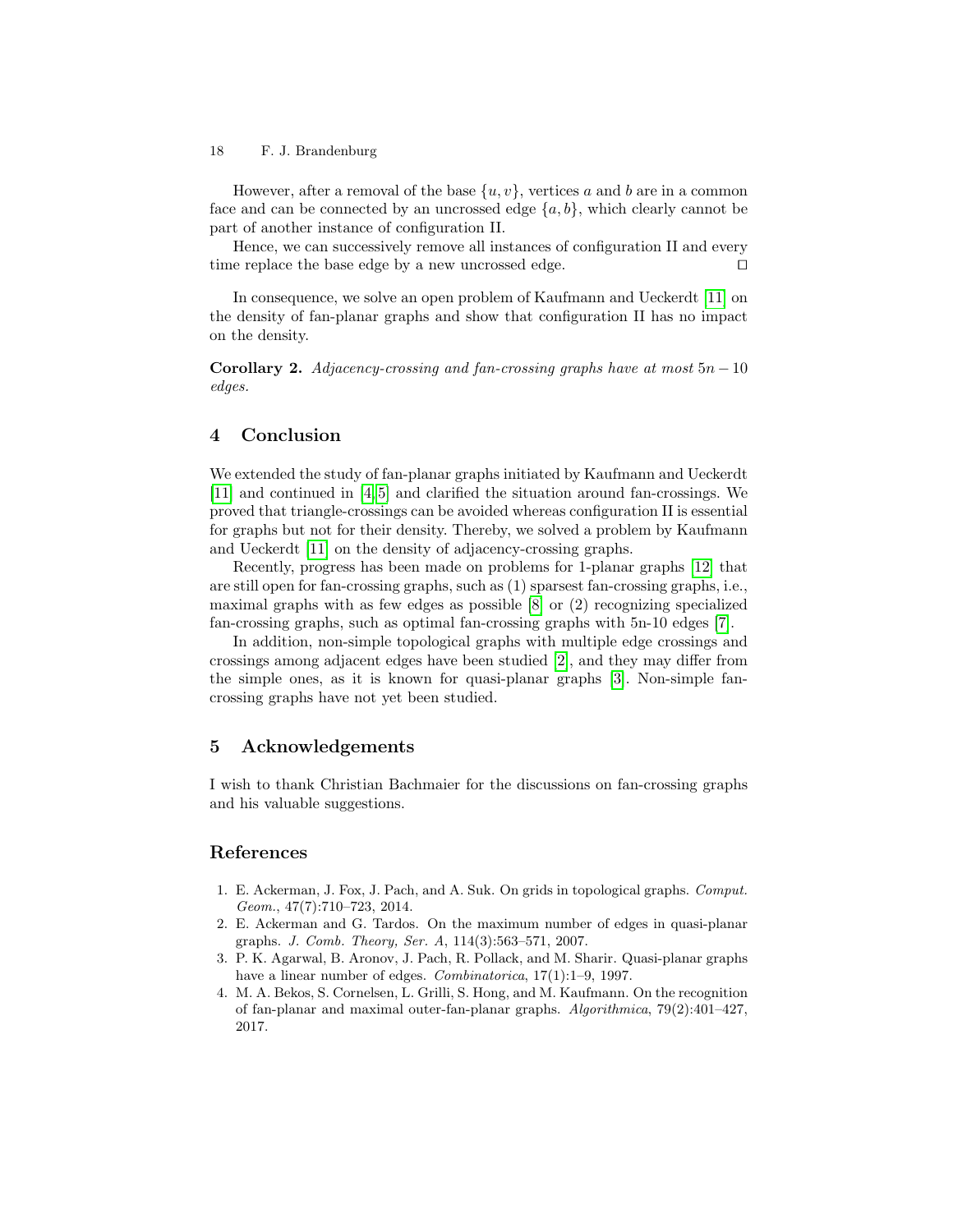However, after a removal of the base $\{u, v\}$, vertices $a$ and $b$ are in a common face and can be connected by an uncrossed edge $\{a, b\}$, which clearly cannot be part of another instance of configuration II.

Hence, we can successively remove all instances of configuration II and every time replace the base edge by a new uncrossed edge. ◻

In consequence, we solve an open problem of Kaufmann and Ueckerdt [11] on the density of fan-planar graphs and show that configuration II has no impact on the density.

**Corollary 2.** *Adjacency-crossing and fan-crossing graphs have at most* $5n - 10$ *edges.*

## 4 Conclusion

We extended the study of fan-planar graphs initiated by Kaufmann and Ueckerdt [11] and continued in [4,5] and clarified the situation around fan-crossings. We proved that triangle-crossings can be avoided whereas configuration II is essential for graphs but not for their density. Thereby, we solved a problem by Kaufmann and Ueckerdt [11] on the density of adjacency-crossing graphs.

Recently, progress has been made on problems for 1-planar graphs [12] that are still open for fan-crossing graphs, such as (1) sparsest fan-crossing graphs, i.e., maximal graphs with as few edges as possible [8] or (2) recognizing specialized fan-crossing graphs, such as optimal fan-crossing graphs with 5n-10 edges [7].

In addition, non-simple topological graphs with multiple edge crossings and crossings among adjacent edges have been studied [2], and they may differ from the simple ones, as it is known for quasi-planar graphs [3]. Non-simple fan-crossing graphs have not yet been studied.

## 5 Acknowledgements

I wish to thank Christian Bachmaier for the discussions on fan-crossing graphs and his valuable suggestions.

## References

1. E. Ackerman, J. Fox, J. Pach, and A. Suk. On grids in topological graphs. *Comput. Geom.*, 47(7):710–723, 2014.
2. E. Ackerman and G. Tardos. On the maximum number of edges in quasi-planar graphs. *J. Comb. Theory, Ser. A*, 114(3):563–571, 2007.
3. P. K. Agarwal, B. Aronov, J. Pach, R. Pollack, and M. Sharir. Quasi-planar graphs have a linear number of edges. *Combinatorica*, 17(1):1–9, 1997.
4. M. A. Bekos, S. Cornelsen, L. Grilli, S. Hong, and M. Kaufmann. On the recognition of fan-planar and maximal outer-fan-planar graphs. *Algorithmica*, 79(2):401–427, 2017.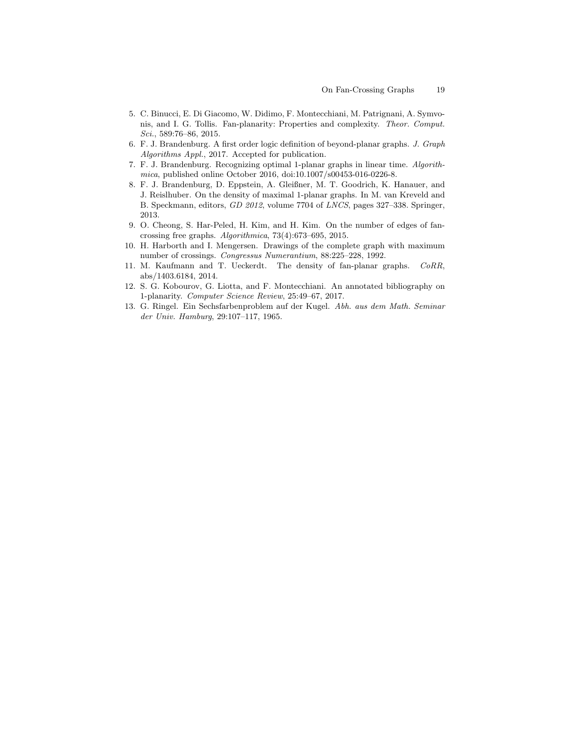5. C. Binucci, E. Di Giacomo, W. Didimo, F. Montecchiani, M. Patrignani, A. Symvonis, and I. G. Tollis. Fan-planarity: Properties and complexity. *Theor. Comput. Sci.*, 589:76–86, 2015.
6. F. J. Brandenburg. A first order logic definition of beyond-planar graphs. *J. Graph Algorithms Appl.*, 2017. Accepted for publication.
7. F. J. Brandenburg. Recognizing optimal 1-planar graphs in linear time. *Algorithmica*, published online October 2016, doi:10.1007/s00453-016-0226-8.
8. F. J. Brandenburg, D. Eppstein, A. Gleißner, M. T. Goodrich, K. Hanauer, and J. Reislhuber. On the density of maximal 1-planar graphs. In M. van Kreveld and B. Speckmann, editors, *GD 2012*, volume 7704 of *LNCS*, pages 327–338. Springer, 2013.
9. O. Cheong, S. Har-Peled, H. Kim, and H. Kim. On the number of edges of fan-crossing free graphs. *Algorithmica*, 73(4):673–695, 2015.
10. H. Harborth and I. Mengersen. Drawings of the complete graph with maximum number of crossings. *Congressus Numerantium*, 88:225–228, 1992.
11. M. Kaufmann and T. Ueckerdt. The density of fan-planar graphs. *CoRR*, abs/1403.6184, 2014.
12. S. G. Kobourov, G. Liotta, and F. Montecchiani. An annotated bibliography on 1-planarity. *Computer Science Review*, 25:49–67, 2017.
13. G. Ringel. Ein Sechsfarbenproblem auf der Kugel. *Abh. aus dem Math. Seminar der Univ. Hamburg*, 29:107–117, 1965.